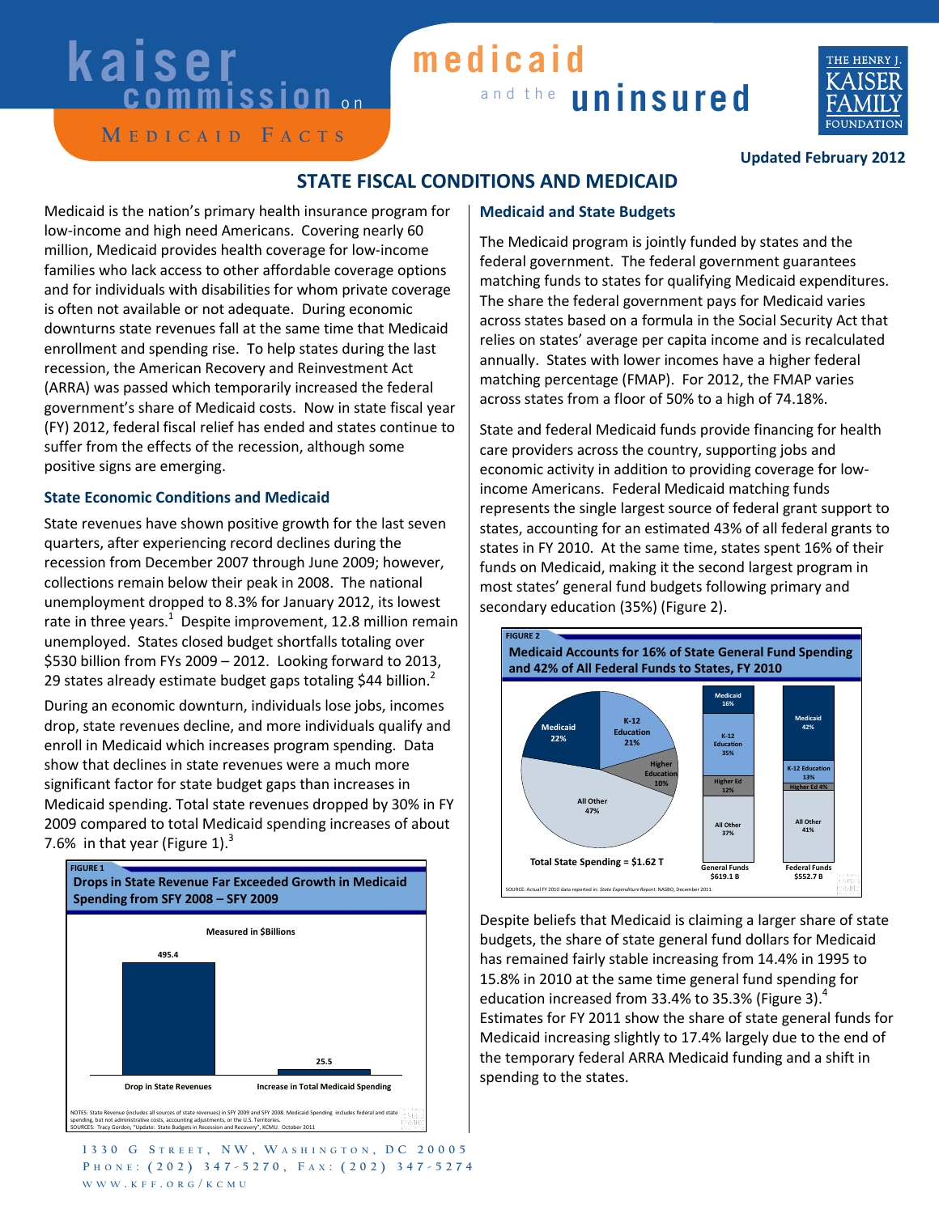# STATE FISCAL CONDITIONS AND MEDICAID

Updated February 2012

Medicaid is the nation's primary health insurance program for low-income and high need Americans. Covering nearly 60 million, Medicaid provides health coverage for low-income families who lack access to other affordable coverage options and for individuals with disabilities for whom private coverage is often not available or not adequate. During economic downturns state revenues fall at the same time that Medicaid enrollment and spending rise. To help states during the last recession, the American Recovery and Reinvestment Act (ARRA) was passed which temporarily increased the federal government's share of Medicaid costs. Now in state fiscal year (FY) 2012, federal fiscal relief has ended and states continue to suffer from the effects of the recession, although some positive signs are emerging.

## State Economic Conditions and Medicaid

State revenues have shown positive growth for the last seven quarters, after experiencing record declines during the recession from December 2007 through June 2009; however, collections remain below their peak in 2008. The national unemployment dropped to 8.3% for January 2012, its lowest rate in three years.[1] Despite improvement, 12.8 million remain unemployed. States closed budget shortfalls totaling over $530 billion from FYs 2009 – 2012. Looking forward to 2013, 29 states already estimate budget gaps totaling $44 billion.[2]

During an economic downturn, individuals lose jobs, incomes drop, state revenues decline, and more individuals qualify and enroll in Medicaid which increases program spending. Data show that declines in state revenues were a much more significant factor for state budget gaps than increases in Medicaid spending. Total state revenues dropped by 30% in FY 2009 compared to total Medicaid spending increases of about 7.6% in that year (Figure 1).[3]

**FIGURE 1**
**Drops in State Revenue Far Exceeded Growth in Medicaid Spending from SFY 2008 – SFY 2009**

Measured in $Billions

| | Drop in State Revenues | Increase in Total Medicaid Spending |
|---|---|---|
| $Billions | 495.4 | 25.5 |

NOTES: State Revenue (includes all sources of state revenues) in SFY 2009 and SFY 2008. Medicaid Spending includes federal and state spending, but not administrative costs, accounting adjustments, or the U.S. Territories.
SOURCES: Tracy Gordon, "Update: State Budgets in Recession and Recovery", KCMU. October 2011

## Medicaid and State Budgets

The Medicaid program is jointly funded by states and the federal government. The federal government guarantees matching funds to states for qualifying Medicaid expenditures. The share the federal government pays for Medicaid varies across states based on a formula in the Social Security Act that relies on states' average per capita income and is recalculated annually. States with lower incomes have a higher federal matching percentage (FMAP). For 2012, the FMAP varies across states from a floor of 50% to a high of 74.18%.

State and federal Medicaid funds provide financing for health care providers across the country, supporting jobs and economic activity in addition to providing coverage for low-income Americans. Federal Medicaid matching funds represents the single largest source of federal grant support to states, accounting for an estimated 43% of all federal grants to states in FY 2010. At the same time, states spent 16% of their funds on Medicaid, making it the second largest program in most states' general fund budgets following primary and secondary education (35%) (Figure 2).

**FIGURE 2**
**Medicaid Accounts for 16% of State General Fund Spending and 42% of All Federal Funds to States, FY 2010**

| | Total State Spending = $1.62 T | General Funds $619.1 B | Federal Funds $552.7 B |
|---|---|---|---|
| Medicaid | 22% | 16% | 42% |
| K-12 Education | 21% | 35% | 13% |
| Higher Education | 10% | 12% | 4% |
| All Other | 47% | 37% | 41% |

SOURCE: Actual FY 2010 data reported in: *State Expenditure Report*. NASBO, December 2011.

Despite beliefs that Medicaid is claiming a larger share of state budgets, the share of state general fund dollars for Medicaid has remained fairly stable increasing from 14.4% in 1995 to 15.8% in 2010 at the same time general fund spending for education increased from 33.4% to 35.3% (Figure 3).[4] Estimates for FY 2011 show the share of state general funds for Medicaid increasing slightly to 17.4% largely due to the end of the temporary federal ARRA Medicaid funding and a shift in spending to the states.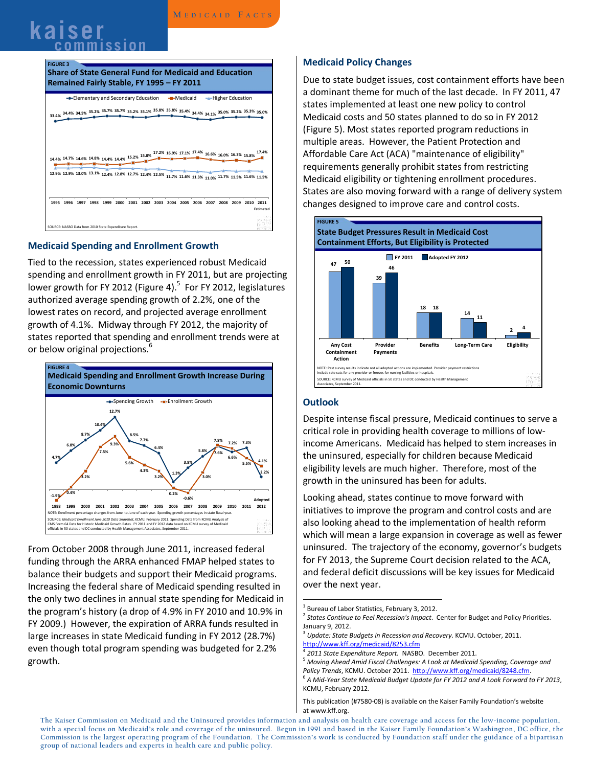FIGURE 3

**Share of State General Fund for Medicaid and Education Remained Fairly Stable, FY 1995 – FY 2011**

Elementary and Secondary Education — Medicaid — Higher Education

33.4% 34.4% 34.5% 35.2% 35.7% 35.7% 35.2% 35.1% 35.8% 35.8% 35.4% 34.4% 34.1% 35.0% 35.2% 35.3% 35.0%

14.4% 14.7% 14.6% 14.8% 14.4% 14.4% 15.2% 15.8% 17.2% 16.9% 17.1% 17.4% 16.6% 16.0% 16.3% 15.8% 17.4%

12.9% 12.9% 13.0% 13.1% 12.4% 12.8% 12.7% 12.4% 12.5% 11.7% 11.6% 11.3% 11.0% 11.7% 11.5% 11.6% 11.5%

1995 1996 1997 1998 1999 2000 2001 2002 2003 2004 2005 2006 2007 2008 2009 2010 2011 Estimated

SOURCE: NASBO Data from 2010 State Expenditure Report.

## Medicaid Spending and Enrollment Growth

Tied to the recession, states experienced robust Medicaid spending and enrollment growth in FY 2011, but are projecting lower growth for FY 2012 (Figure 4).[5] For FY 2012, legislatures authorized average spending growth of 2.2%, one of the lowest rates on record, and projected average enrollment growth of 4.1%. Midway through FY 2012, the majority of states reported that spending and enrollment trends were at or below original projections.[6]

FIGURE 4

**Medicaid Spending and Enrollment Growth Increase During Economic Downturns**

Spending Growth — Enrollment Growth

4.7% 6.8% 8.7% 10.4% 12.7% 8.5% 7.7% 6.4% 1.3% 3.8% 5.8% 7.8% 7.2% 7.3% 2.2%

-1.9% 0.4% 3.2% 7.5% 9.3% 5.6% 4.3% 3.2% 0.2% -0.6% 3.0% 7.6% 6.6% 5.5% 4.1%

1998 1999 2000 2001 2002 2003 2004 2005 2006 2007 2008 2009 2010 2011 2012 Adopted

NOTE: Enrollment percentage changes from June to June of each year. Spending growth percentages in state fiscal year.

SOURCE: *Medicaid Enrollment June 2010 Data Snapshot*, KCMU, February 2011. Spending Data from KCMU Analysis of CMS Form 64 Data for Historic Medicaid Growth Rates. FY 2011 and FY 2012 data based on KCMU survey of Medicaid officials in 50 states and DC conducted by Health Management Associates, September 2011.

From October 2008 through June 2011, increased federal funding through the ARRA enhanced FMAP helped states to balance their budgets and support their Medicaid programs. Increasing the federal share of Medicaid spending resulted in the only two declines in annual state spending for Medicaid in the program's history (a drop of 4.9% in FY 2010 and 10.9% in FY 2009.) However, the expiration of ARRA funds resulted in large increases in state Medicaid funding in FY 2012 (28.7%) even though total program spending was budgeted for 2.2% growth.

## Medicaid Policy Changes

Due to state budget issues, cost containment efforts have been a dominant theme for much of the last decade. In FY 2011, 47 states implemented at least one new policy to control Medicaid costs and 50 states planned to do so in FY 2012 (Figure 5). Most states reported program reductions in multiple areas. However, the Patient Protection and Affordable Care Act (ACA) "maintenance of eligibility" requirements generally prohibit states from restricting Medicaid eligibility or tightening enrollment procedures. States are also moving forward with a range of delivery system changes designed to improve care and control costs.

FIGURE 5

**State Budget Pressures Result in Medicaid Cost Containment Efforts, But Eligibility is Protected**

FY 2011 — Adopted FY 2012

Any Cost Containment Action: 47, 50
Provider Payments: 39, 46
Benefits: 18, 18
Long-Term Care: 14, 11
Eligibility: 2, 4

NOTE: Past survey results indicate not all adopted actions are implemented. Provider payment restrictions include rate cuts for any provider or freezes for nursing facilities or hospitals.

SOURCE: KCMU survey of Medicaid officials in 50 states and DC conducted by Health Management Associates, September 2011.

## Outlook

Despite intense fiscal pressure, Medicaid continues to serve a critical role in providing health coverage to millions of low-income Americans. Medicaid has helped to stem increases in the uninsured, especially for children because Medicaid eligibility levels are much higher. Therefore, most of the growth in the uninsured has been for adults.

Looking ahead, states continue to move forward with initiatives to improve the program and control costs and are also looking ahead to the implementation of health reform which will mean a large expansion in coverage as well as fewer uninsured. The trajectory of the economy, governor's budgets for FY 2013, the Supreme Court decision related to the ACA, and federal deficit discussions will be key issues for Medicaid over the next year.

---

[1] Bureau of Labor Statistics, February 3, 2012.

[2] *States Continue to Feel Recession's Impact*. Center for Budget and Policy Priorities. January 9, 2012.

[3] *Update: State Budgets in Recession and Recovery*. KCMU. October, 2011. http://www.kff.org/medicaid/8253.cfm

[4] *2011 State Expenditure Report*. NASBO. December 2011.

[5] *Moving Ahead Amid Fiscal Challenges: A Look at Medicaid Spending, Coverage and Policy Trends*, KCMU. October 2011. http://www.kff.org/medicaid/8248.cfm.

[6] *A Mid-Year State Medicaid Budget Update for FY 2012 and A Look Forward to FY 2013*, KCMU, February 2012.

This publication (#7580-08) is available on the Kaiser Family Foundation's website at www.kff.org.

The Kaiser Commission on Medicaid and the Uninsured provides information and analysis on health care coverage and access for the low-income population, with a special focus on Medicaid's role and coverage of the uninsured. Begun in 1991 and based in the Kaiser Family Foundation's Washington, DC office, the Commission is the largest operating program of the Foundation. The Commission's work is conducted by Foundation staff under the guidance of a bipartisan group of national leaders and experts in health care and public policy.